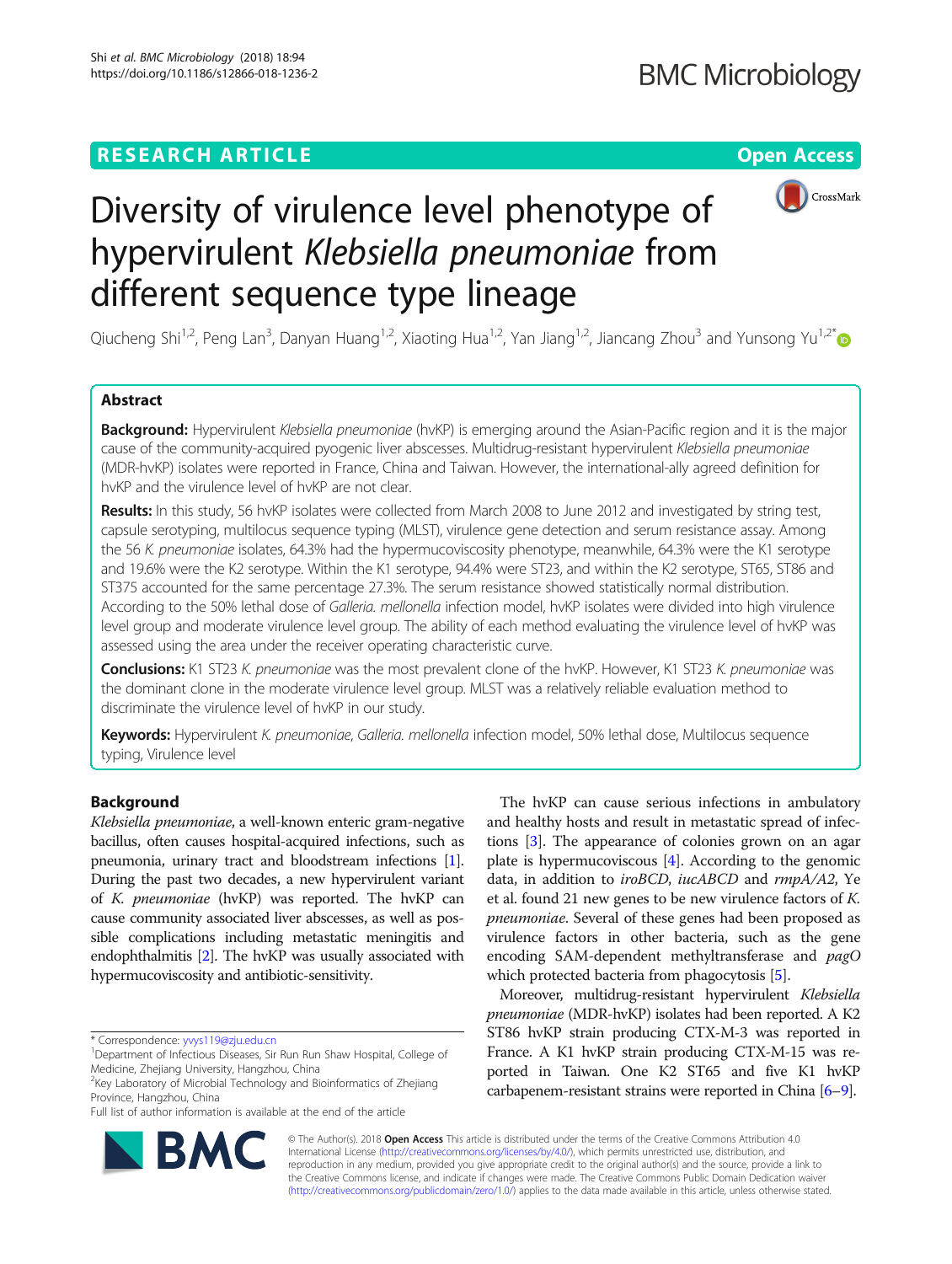# Diversity of virulence level phenotype of hypervirulent *Klebsiella pneumoniae* from different sequence type lineage

Qiucheng Shi[1,2], Peng Lan[3], Danyan Huang[1,2], Xiaoting Hua[1,2], Yan Jiang[1,2], Jiancang Zhou[3] and Yunsong Yu[1,2*]

## Abstract

**Background:** Hypervirulent *Klebsiella pneumoniae* (hvKP) is emerging around the Asian-Pacific region and it is the major cause of the community-acquired pyogenic liver abscesses. Multidrug-resistant hypervirulent *Klebsiella pneumoniae* (MDR-hvKP) isolates were reported in France, China and Taiwan. However, the international-ally agreed definition for hvKP and the virulence level of hvKP are not clear.

**Results:** In this study, 56 hvKP isolates were collected from March 2008 to June 2012 and investigated by string test, capsule serotyping, multilocus sequence typing (MLST), virulence gene detection and serum resistance assay. Among the 56 *K. pneumoniae* isolates, 64.3% had the hypermucoviscosity phenotype, meanwhile, 64.3% were the K1 serotype and 19.6% were the K2 serotype. Within the K1 serotype, 94.4% were ST23, and within the K2 serotype, ST65, ST86 and ST375 accounted for the same percentage 27.3%. The serum resistance showed statistically normal distribution. According to the 50% lethal dose of *Galleria. mellonella* infection model, hvKP isolates were divided into high virulence level group and moderate virulence level group. The ability of each method evaluating the virulence level of hvKP was assessed using the area under the receiver operating characteristic curve.

**Conclusions:** K1 ST23 *K. pneumoniae* was the most prevalent clone of the hvKP. However, K1 ST23 *K. pneumoniae* was the dominant clone in the moderate virulence level group. MLST was a relatively reliable evaluation method to discriminate the virulence level of hvKP in our study.

**Keywords:** Hypervirulent *K. pneumoniae*, *Galleria. mellonella* infection model, 50% lethal dose, Multilocus sequence typing, Virulence level

## Background

*Klebsiella pneumoniae*, a well-known enteric gram-negative bacillus, often causes hospital-acquired infections, such as pneumonia, urinary tract and bloodstream infections [1]. During the past two decades, a new hypervirulent variant of *K. pneumoniae* (hvKP) was reported. The hvKP can cause community associated liver abscesses, as well as possible complications including metastatic meningitis and endophthalmitis [2]. The hvKP was usually associated with hypermucoviscosity and antibiotic-sensitivity.

The hvKP can cause serious infections in ambulatory and healthy hosts and result in metastatic spread of infections [3]. The appearance of colonies grown on an agar plate is hypermucoviscous [4]. According to the genomic data, in addition to *iroBCD*, *iucABCD* and *rmpA/A2*, Ye et al. found 21 new genes to be new virulence factors of *K. pneumoniae*. Several of these genes had been proposed as virulence factors in other bacteria, such as the gene encoding SAM-dependent methyltransferase and *pagO* which protected bacteria from phagocytosis [5].

Moreover, multidrug-resistant hypervirulent *Klebsiella pneumoniae* (MDR-hvKP) isolates had been reported. A K2 ST86 hvKP strain producing CTX-M-3 was reported in France. A K1 hvKP strain producing CTX-M-15 was reported in Taiwan. One K2 ST65 and five K1 hvKP carbapenem-resistant strains were reported in China [6–9].

\* Correspondence: yvys119@zju.edu.cn
[1]Department of Infectious Diseases, Sir Run Run Shaw Hospital, College of Medicine, Zhejiang University, Hangzhou, China
[2]Key Laboratory of Microbial Technology and Bioinformatics of Zhejiang Province, Hangzhou, China
Full list of author information is available at the end of the article

© The Author(s). 2018 **Open Access** This article is distributed under the terms of the Creative Commons Attribution 4.0 International License (http://creativecommons.org/licenses/by/4.0/), which permits unrestricted use, distribution, and reproduction in any medium, provided you give appropriate credit to the original author(s) and the source, provide a link to the Creative Commons license, and indicate if changes were made. The Creative Commons Public Domain Dedication waiver (http://creativecommons.org/publicdomain/zero/1.0/) applies to the data made available in this article, unless otherwise stated.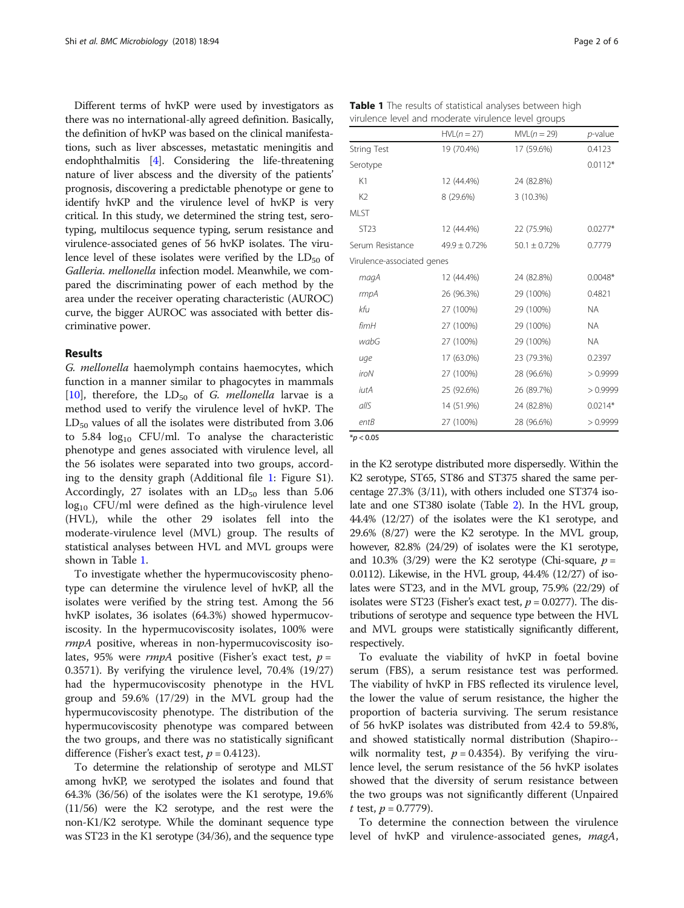Different terms of hvKP were used by investigators as there was no international-ally agreed definition. Basically, the definition of hvKP was based on the clinical manifestations, such as liver abscesses, metastatic meningitis and endophthalmitis [4]. Considering the life-threatening nature of liver abscess and the diversity of the patients' prognosis, discovering a predictable phenotype or gene to identify hvKP and the virulence level of hvKP is very critical. In this study, we determined the string test, serotyping, multilocus sequence typing, serum resistance and virulence-associated genes of 56 hvKP isolates. The virulence level of these isolates were verified by the $LD_{50}$ of *Galleria. mellonella* infection model. Meanwhile, we compared the discriminating power of each method by the area under the receiver operating characteristic (AUROC) curve, the bigger AUROC was associated with better discriminative power.

## Results

*G. mellonella* haemolymph contains haemocytes, which function in a manner similar to phagocytes in mammals [10], therefore, the $LD_{50}$ of *G. mellonella* larvae is a method used to verify the virulence level of hvKP. The $LD_{50}$ values of all the isolates were distributed from 3.06 to 5.84 $\log_{10}$ CFU/ml. To analyse the characteristic phenotype and genes associated with virulence level, all the 56 isolates were separated into two groups, according to the density graph (Additional file 1: Figure S1). Accordingly, 27 isolates with an $LD_{50}$ less than 5.06 $\log_{10}$ CFU/ml were defined as the high-virulence level (HVL), while the other 29 isolates fell into the moderate-virulence level (MVL) group. The results of statistical analyses between HVL and MVL groups were shown in Table 1.

**Table 1** The results of statistical analyses between high virulence level and moderate virulence level groups

| | HVL($n$ = 27) | MVL($n$ = 29) | $p$-value |
|---|---|---|---|
| String Test | 19 (70.4%) | 17 (59.6%) | 0.4123 |
| Serotype | | | 0.0112* |
| K1 | 12 (44.4%) | 24 (82.8%) | |
| K2 | 8 (29.6%) | 3 (10.3%) | |
| MLST | | | |
| ST23 | 12 (44.4%) | 22 (75.9%) | 0.0277* |
| Serum Resistance | 49.9 ± 0.72% | 50.1 ± 0.72% | 0.7779 |
| Virulence-associated genes | | | |
| *magA* | 12 (44.4%) | 24 (82.8%) | 0.0048* |
| *rmpA* | 26 (96.3%) | 29 (100%) | 0.4821 |
| *kfu* | 27 (100%) | 29 (100%) | NA |
| *fimH* | 27 (100%) | 29 (100%) | NA |
| *wabG* | 27 (100%) | 29 (100%) | NA |
| *uge* | 17 (63.0%) | 23 (79.3%) | 0.2397 |
| *iroN* | 27 (100%) | 28 (96.6%) | > 0.9999 |
| *iutA* | 25 (92.6%) | 26 (89.7%) | > 0.9999 |
| *allS* | 14 (51.9%) | 24 (82.8%) | 0.0214* |
| *entB* | 27 (100%) | 28 (96.6%) | > 0.9999 |

*$p < 0.05$

To investigate whether the hypermucoviscosity phenotype can determine the virulence level of hvKP, all the isolates were verified by the string test. Among the 56 hvKP isolates, 36 isolates (64.3%) showed hypermucoviscosity. In the hypermucoviscosity isolates, 100% were *rmpA* positive, whereas in non-hypermucoviscosity isolates, 95% were *rmpA* positive (Fisher's exact test, $p$ = 0.3571). By verifying the virulence level, 70.4% (19/27) had the hypermucoviscosity phenotype in the HVL group and 59.6% (17/29) in the MVL group had the hypermucoviscosity phenotype. The distribution of the hypermucoviscosity phenotype was compared between the two groups, and there was no statistically significant difference (Fisher's exact test, $p$ = 0.4123).

To determine the relationship of serotype and MLST among hvKP, we serotyped the isolates and found that 64.3% (36/56) of the isolates were the K1 serotype, 19.6% (11/56) were the K2 serotype, and the rest were the non-K1/K2 serotype. While the dominant sequence type was ST23 in the K1 serotype (34/36), and the sequence type in the K2 serotype distributed more dispersedly. Within the K2 serotype, ST65, ST86 and ST375 shared the same percentage 27.3% (3/11), with others included one ST374 isolate and one ST380 isolate (Table 2). In the HVL group, 44.4% (12/27) of the isolates were the K1 serotype, and 29.6% (8/27) were the K2 serotype. In the MVL group, however, 82.8% (24/29) of isolates were the K1 serotype, and 10.3% (3/29) were the K2 serotype (Chi-square, $p$ = 0.0112). Likewise, in the HVL group, 44.4% (12/27) of isolates were ST23, and in the MVL group, 75.9% (22/29) of isolates were ST23 (Fisher's exact test, $p$ = 0.0277). The distributions of serotype and sequence type between the HVL and MVL groups were statistically significantly different, respectively.

To evaluate the viability of hvKP in foetal bovine serum (FBS), a serum resistance test was performed. The viability of hvKP in FBS reflected its virulence level, the lower the value of serum resistance, the higher the proportion of bacteria surviving. The serum resistance of 56 hvKP isolates was distributed from 42.4 to 59.8%, and showed statistically normal distribution (Shapiro--wilk normality test, $p$ = 0.4354). By verifying the virulence level, the serum resistance of the 56 hvKP isolates showed that the diversity of serum resistance between the two groups was not significantly different (Unpaired $t$ test, $p$ = 0.7779).

To determine the connection between the virulence level of hvKP and virulence-associated genes, *magA*,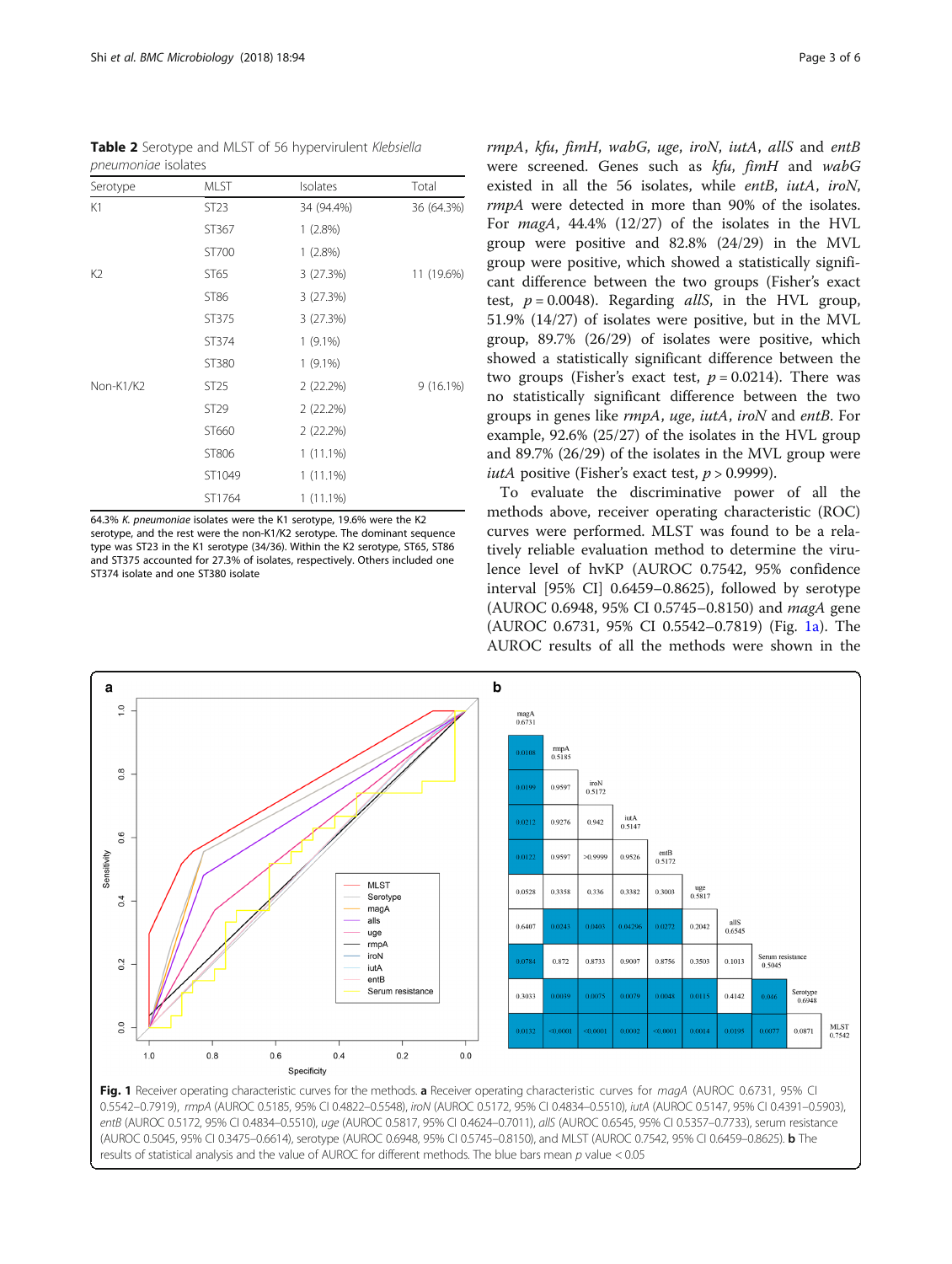**Table 2** Serotype and MLST of 56 hypervirulent *Klebsiella pneumoniae* isolates

| Serotype | MLST | Isolates | Total |
|---|---|---|---|
| K1 | ST23 | 34 (94.4%) | 36 (64.3%) |
| | ST367 | 1 (2.8%) | |
| | ST700 | 1 (2.8%) | |
| K2 | ST65 | 3 (27.3%) | 11 (19.6%) |
| | ST86 | 3 (27.3%) | |
| | ST375 | 3 (27.3%) | |
| | ST374 | 1 (9.1%) | |
| | ST380 | 1 (9.1%) | |
| Non-K1/K2 | ST25 | 2 (22.2%) | 9 (16.1%) |
| | ST29 | 2 (22.2%) | |
| | ST660 | 2 (22.2%) | |
| | ST806 | 1 (11.1%) | |
| | ST1049 | 1 (11.1%) | |
| | ST1764 | 1 (11.1%) | |

64.3% *K. pneumoniae* isolates were the K1 serotype, 19.6% were the K2 serotype, and the rest were the non-K1/K2 serotype. The dominant sequence type was ST23 in the K1 serotype (34/36). Within the K2 serotype, ST65, ST86 and ST375 accounted for 27.3% of isolates, respectively. Others included one ST374 isolate and one ST380 isolate

*rmpA*, *kfu*, *fimH*, *wabG*, *uge*, *iroN*, *iutA*, *allS* and *entB* were screened. Genes such as *kfu*, *fimH* and *wabG* existed in all the 56 isolates, while *entB*, *iutA*, *iroN*, *rmpA* were detected in more than 90% of the isolates. For *magA*, 44.4% (12/27) of the isolates in the HVL group were positive and 82.8% (24/29) in the MVL group were positive, which showed a statistically significant difference between the two groups (Fisher's exact test, $p = 0.0048$). Regarding *allS*, in the HVL group, 51.9% (14/27) of isolates were positive, but in the MVL group, 89.7% (26/29) of isolates were positive, which showed a statistically significant difference between the two groups (Fisher's exact test, $p = 0.0214$). There was no statistically significant difference between the two groups in genes like *rmpA*, *uge*, *iutA*, *iroN* and *entB*. For example, 92.6% (25/27) of the isolates in the HVL group and 89.7% (26/29) of the isolates in the MVL group were *iutA* positive (Fisher's exact test, $p > 0.9999$).

To evaluate the discriminative power of all the methods above, receiver operating characteristic (ROC) curves were performed. MLST was found to be a relatively reliable evaluation method to determine the virulence level of hvKP (AUROC 0.7542, 95% confidence interval [95% CI] 0.6459–0.8625), followed by serotype (AUROC 0.6948, 95% CI 0.5745–0.8150) and *magA* gene (AUROC 0.6731, 95% CI 0.5542–0.7819) (Fig. 1a). The AUROC results of all the methods were shown in the

**Fig. 1** Receiver operating characteristic curves for the methods. **a** Receiver operating characteristic curves for *magA* (AUROC 0.6731, 95% CI 0.5542–0.7919), *rmpA* (AUROC 0.5185, 95% CI 0.4822–0.5548), *iroN* (AUROC 0.5172, 95% CI 0.4834–0.5510), *iutA* (AUROC 0.5147, 95% CI 0.4391–0.5903), *entB* (AUROC 0.5172, 95% CI 0.4834–0.5510), *uge* (AUROC 0.5817, 95% CI 0.4624–0.7011), *allS* (AUROC 0.6545, 95% CI 0.5357–0.7733), serum resistance (AUROC 0.5045, 95% CI 0.3475–0.6614), serotype (AUROC 0.6948, 95% CI 0.5745–0.8150), and MLST (AUROC 0.7542, 95% CI 0.6459–0.8625). **b** The results of statistical analysis and the value of AUROC for different methods. The blue bars mean p value < 0.05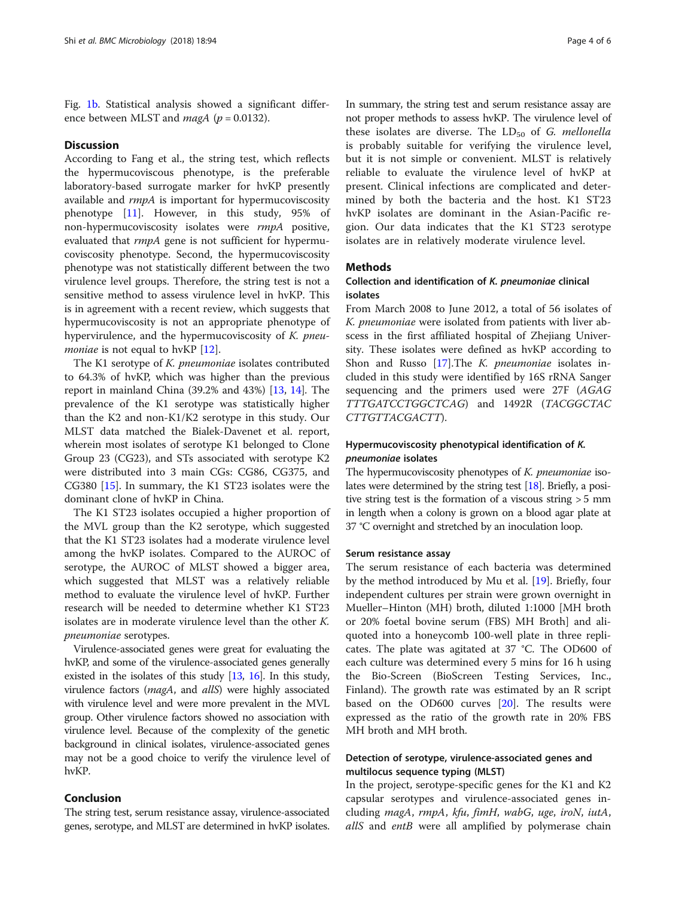Fig. 1b. Statistical analysis showed a significant difference between MLST and *magA* ($p = 0.0132$).

## Discussion

According to Fang et al., the string test, which reflects the hypermucoviscous phenotype, is the preferable laboratory-based surrogate marker for hvKP presently available and *rmpA* is important for hypermucoviscosity phenotype [11]. However, in this study, 95% of non-hypermucoviscosity isolates were *rmpA* positive, evaluated that *rmpA* gene is not sufficient for hypermucoviscosity phenotype. Second, the hypermucoviscosity phenotype was not statistically different between the two virulence level groups. Therefore, the string test is not a sensitive method to assess virulence level in hvKP. This is in agreement with a recent review, which suggests that hypermucoviscosity is not an appropriate phenotype of hypervirulence, and the hypermucoviscosity of *K. pneumoniae* is not equal to hvKP [12].

The K1 serotype of *K. pneumoniae* isolates contributed to 64.3% of hvKP, which was higher than the previous report in mainland China (39.2% and 43%) [13, 14]. The prevalence of the K1 serotype was statistically higher than the K2 and non-K1/K2 serotype in this study. Our MLST data matched the Bialek-Davenet et al. report, wherein most isolates of serotype K1 belonged to Clone Group 23 (CG23), and STs associated with serotype K2 were distributed into 3 main CGs: CG86, CG375, and CG380 [15]. In summary, the K1 ST23 isolates were the dominant clone of hvKP in China.

The K1 ST23 isolates occupied a higher proportion of the MVL group than the K2 serotype, which suggested that the K1 ST23 isolates had a moderate virulence level among the hvKP isolates. Compared to the AUROC of serotype, the AUROC of MLST showed a bigger area, which suggested that MLST was a relatively reliable method to evaluate the virulence level of hvKP. Further research will be needed to determine whether K1 ST23 isolates are in moderate virulence level than the other *K. pneumoniae* serotypes.

Virulence-associated genes were great for evaluating the hvKP, and some of the virulence-associated genes generally existed in the isolates of this study [13, 16]. In this study, virulence factors (*magA*, and *allS*) were highly associated with virulence level and were more prevalent in the MVL group. Other virulence factors showed no association with virulence level. Because of the complexity of the genetic background in clinical isolates, virulence-associated genes may not be a good choice to verify the virulence level of hvKP.

## Conclusion

The string test, serum resistance assay, virulence-associated genes, serotype, and MLST are determined in hvKP isolates. In summary, the string test and serum resistance assay are not proper methods to assess hvKP. The virulence level of these isolates are diverse. The $LD_{50}$ of *G. mellonella* is probably suitable for verifying the virulence level, but it is not simple or convenient. MLST is relatively reliable to evaluate the virulence level of hvKP at present. Clinical infections are complicated and determined by both the bacteria and the host. K1 ST23 hvKP isolates are dominant in the Asian-Pacific region. Our data indicates that the K1 ST23 serotype isolates are in relatively moderate virulence level.

## Methods

### Collection and identification of *K. pneumoniae* clinical isolates

From March 2008 to June 2012, a total of 56 isolates of *K. pneumoniae* were isolated from patients with liver abscess in the first affiliated hospital of Zhejiang University. These isolates were defined as hvKP according to Shon and Russo [17].The *K. pneumoniae* isolates included in this study were identified by 16S rRNA Sanger sequencing and the primers used were 27F (*AGAG TTTGATCCTGGCTCAG*) and 1492R (*TACGGCTAC CTTGTTACGACTT*).

### Hypermucoviscosity phenotypical identification of *K. pneumoniae* isolates

The hypermucoviscosity phenotypes of *K. pneumoniae* isolates were determined by the string test [18]. Briefly, a positive string test is the formation of a viscous string > 5 mm in length when a colony is grown on a blood agar plate at 37 °C overnight and stretched by an inoculation loop.

### Serum resistance assay

The serum resistance of each bacteria was determined by the method introduced by Mu et al. [19]. Briefly, four independent cultures per strain were grown overnight in Mueller–Hinton (MH) broth, diluted 1:1000 [MH broth or 20% foetal bovine serum (FBS) MH Broth] and aliquoted into a honeycomb 100-well plate in three replicates. The plate was agitated at 37 °C. The OD600 of each culture was determined every 5 mins for 16 h using the Bio-Screen (BioScreen Testing Services, Inc., Finland). The growth rate was estimated by an R script based on the OD600 curves [20]. The results were expressed as the ratio of the growth rate in 20% FBS MH broth and MH broth.

### Detection of serotype, virulence-associated genes and multilocus sequence typing (MLST)

In the project, serotype-specific genes for the K1 and K2 capsular serotypes and virulence-associated genes including *magA*, *rmpA*, *kfu*, *fimH*, *wabG*, *uge*, *iroN*, *iutA*, *allS* and *entB* were all amplified by polymerase chain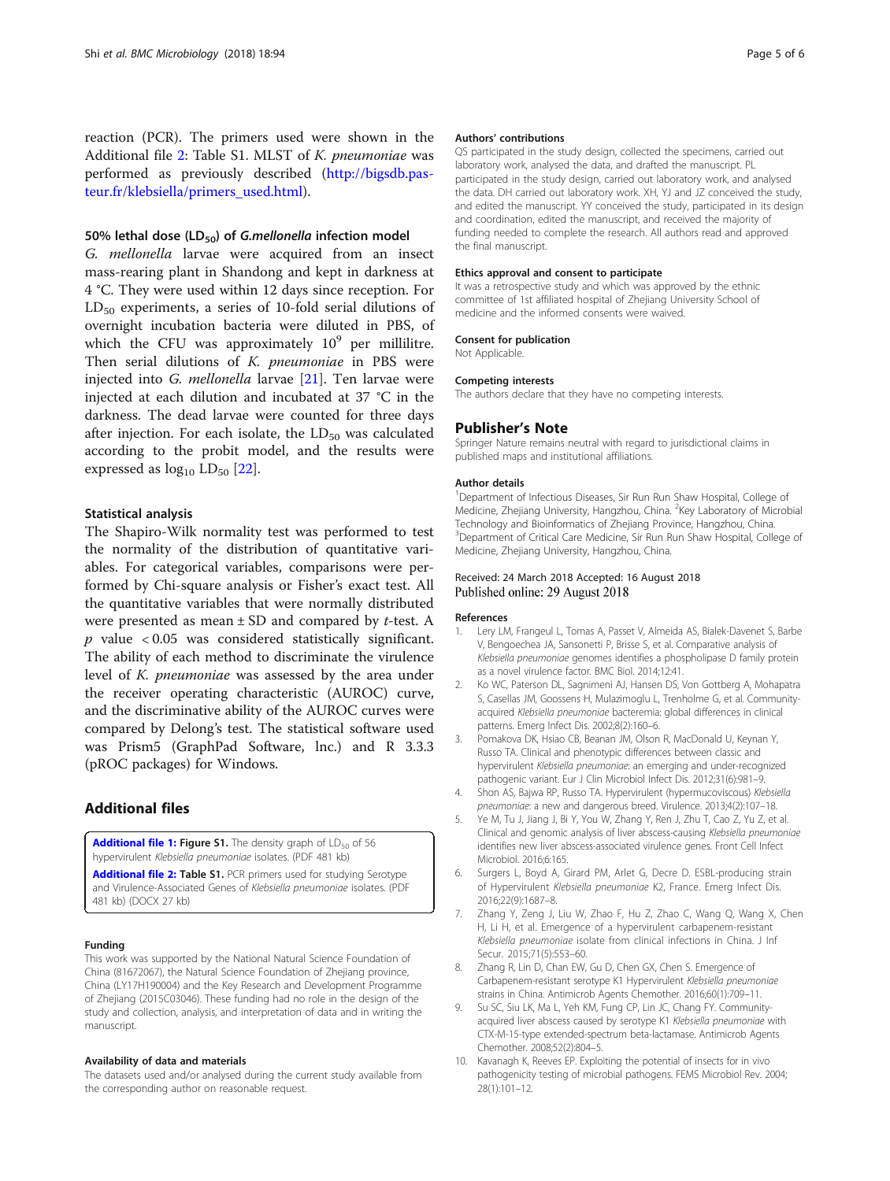reaction (PCR). The primers used were shown in the Additional file 2: Table S1. MLST of *K. pneumoniae* was performed as previously described (http://bigsdb.pasteur.fr/klebsiella/primers_used.html).

### 50% lethal dose ($LD_{50}$) of *G.mellonella* infection model

*G. mellonella* larvae were acquired from an insect mass-rearing plant in Shandong and kept in darkness at 4 °C. They were used within 12 days since reception. For $LD_{50}$ experiments, a series of 10-fold serial dilutions of overnight incubation bacteria were diluted in PBS, of which the CFU was approximately $10^9$ per millilitre. Then serial dilutions of *K. pneumoniae* in PBS were injected into *G. mellonella* larvae [21]. Ten larvae were injected at each dilution and incubated at 37 °C in the darkness. The dead larvae were counted for three days after injection. For each isolate, the $LD_{50}$ was calculated according to the probit model, and the results were expressed as $\log_{10} LD_{50}$ [22].

### Statistical analysis

The Shapiro-Wilk normality test was performed to test the normality of the distribution of quantitative variables. For categorical variables, comparisons were performed by Chi-square analysis or Fisher's exact test. All the quantitative variables that were normally distributed were presented as mean ± SD and compared by *t*-test. A $p$ value $< 0.05$ was considered statistically significant. The ability of each method to discriminate the virulence level of *K. pneumoniae* was assessed by the area under the receiver operating characteristic (AUROC) curve, and the discriminative ability of the AUROC curves were compared by Delong's test. The statistical software used was Prism5 (GraphPad Software, lnc.) and R 3.3.3 (pROC packages) for Windows.

## Additional files

**Additional file 1: Figure S1.** The density graph of $LD_{50}$ of 56 hypervirulent *Klebsiella pneumoniae* isolates. (PDF 481 kb)

**Additional file 2: Table S1.** PCR primers used for studying Serotype and Virulence-Associated Genes of *Klebsiella pneumoniae* isolates. (PDF 481 kb) (DOCX 27 kb)

#### Funding

This work was supported by the National Natural Science Foundation of China (81672067), the Natural Science Foundation of Zhejiang province, China (LY17H190004) and the Key Research and Development Programme of Zhejiang (2015C03046). These funding had no role in the design of the study and collection, analysis, and interpretation of data and in writing the manuscript.

#### Availability of data and materials

The datasets used and/or analysed during the current study available from the corresponding author on reasonable request.

#### Authors' contributions

QS participated in the study design, collected the specimens, carried out laboratory work, analysed the data, and drafted the manuscript. PL participated in the study design, carried out laboratory work, and analysed the data. DH carried out laboratory work. XH, YJ and JZ conceived the study, and edited the manuscript. YY conceived the study, participated in its design and coordination, edited the manuscript, and received the majority of funding needed to complete the research. All authors read and approved the final manuscript.

#### Ethics approval and consent to participate

It was a retrospective study and which was approved by the ethnic committee of 1st affiliated hospital of Zhejiang University School of medicine and the informed consents were waived.

#### Consent for publication

Not Applicable.

#### Competing interests

The authors declare that they have no competing interests.

## Publisher's Note

Springer Nature remains neutral with regard to jurisdictional claims in published maps and institutional affiliations.

#### Author details

[1]Department of Infectious Diseases, Sir Run Run Shaw Hospital, College of Medicine, Zhejiang University, Hangzhou, China. [2]Key Laboratory of Microbial Technology and Bioinformatics of Zhejiang Province, Hangzhou, China. [3]Department of Critical Care Medicine, Sir Run Run Shaw Hospital, College of Medicine, Zhejiang University, Hangzhou, China.

Received: 24 March 2018 Accepted: 16 August 2018
Published online: 29 August 2018

#### References

1. Lery LM, Frangeul L, Tomas A, Passet V, Almeida AS, Bialek-Davenet S, Barbe V, Bengoechea JA, Sansonetti P, Brisse S, et al. Comparative analysis of *Klebsiella pneumoniae* genomes identifies a phospholipase D family protein as a novel virulence factor. BMC Biol. 2014;12:41.
2. Ko WC, Paterson DL, Sagnimeni AJ, Hansen DS, Von Gottberg A, Mohapatra S, Casellas JM, Goossens H, Mulazimoglu L, Trenholme G, et al. Community-acquired *Klebsiella pneumoniae* bacteremia: global differences in clinical patterns. Emerg Infect Dis. 2002;8(2):160–6.
3. Pomakova DK, Hsiao CB, Beanan JM, Olson R, MacDonald U, Keynan Y, Russo TA. Clinical and phenotypic differences between classic and hypervirulent *Klebsiella pneumoniae*: an emerging and under-recognized pathogenic variant. Eur J Clin Microbiol Infect Dis. 2012;31(6):981–9.
4. Shon AS, Bajwa RP, Russo TA. Hypervirulent (hypermucoviscous) *Klebsiella pneumoniae*: a new and dangerous breed. Virulence. 2013;4(2):107–18.
5. Ye M, Tu J, Jiang J, Bi Y, You W, Zhang Y, Ren J, Zhu T, Cao Z, Yu Z, et al. Clinical and genomic analysis of liver abscess-causing *Klebsiella pneumoniae* identifies new liver abscess-associated virulence genes. Front Cell Infect Microbiol. 2016;6:165.
6. Surgers L, Boyd A, Girard PM, Arlet G, Decre D. ESBL-producing strain of Hypervirulent *Klebsiella pneumoniae* K2, France. Emerg Infect Dis. 2016;22(9):1687–8.
7. Zhang Y, Zeng J, Liu W, Zhao F, Hu Z, Zhao C, Wang Q, Wang X, Chen H, Li H, et al. Emergence of a hypervirulent carbapenem-resistant *Klebsiella pneumoniae* isolate from clinical infections in China. J Inf Secur. 2015;71(5):553–60.
8. Zhang R, Lin D, Chan EW, Gu D, Chen GX, Chen S. Emergence of Carbapenem-resistant serotype K1 Hypervirulent *Klebsiella pneumoniae* strains in China. Antimicrob Agents Chemother. 2016;60(1):709–11.
9. Su SC, Siu LK, Ma L, Yeh KM, Fung CP, Lin JC, Chang FY. Community-acquired liver abscess caused by serotype K1 *Klebsiella pneumoniae* with CTX-M-15-type extended-spectrum beta-lactamase. Antimicrob Agents Chemother. 2008;52(2):804–5.
10. Kavanagh K, Reeves EP. Exploiting the potential of insects for in vivo pathogenicity testing of microbial pathogens. FEMS Microbiol Rev. 2004; 28(1):101–12.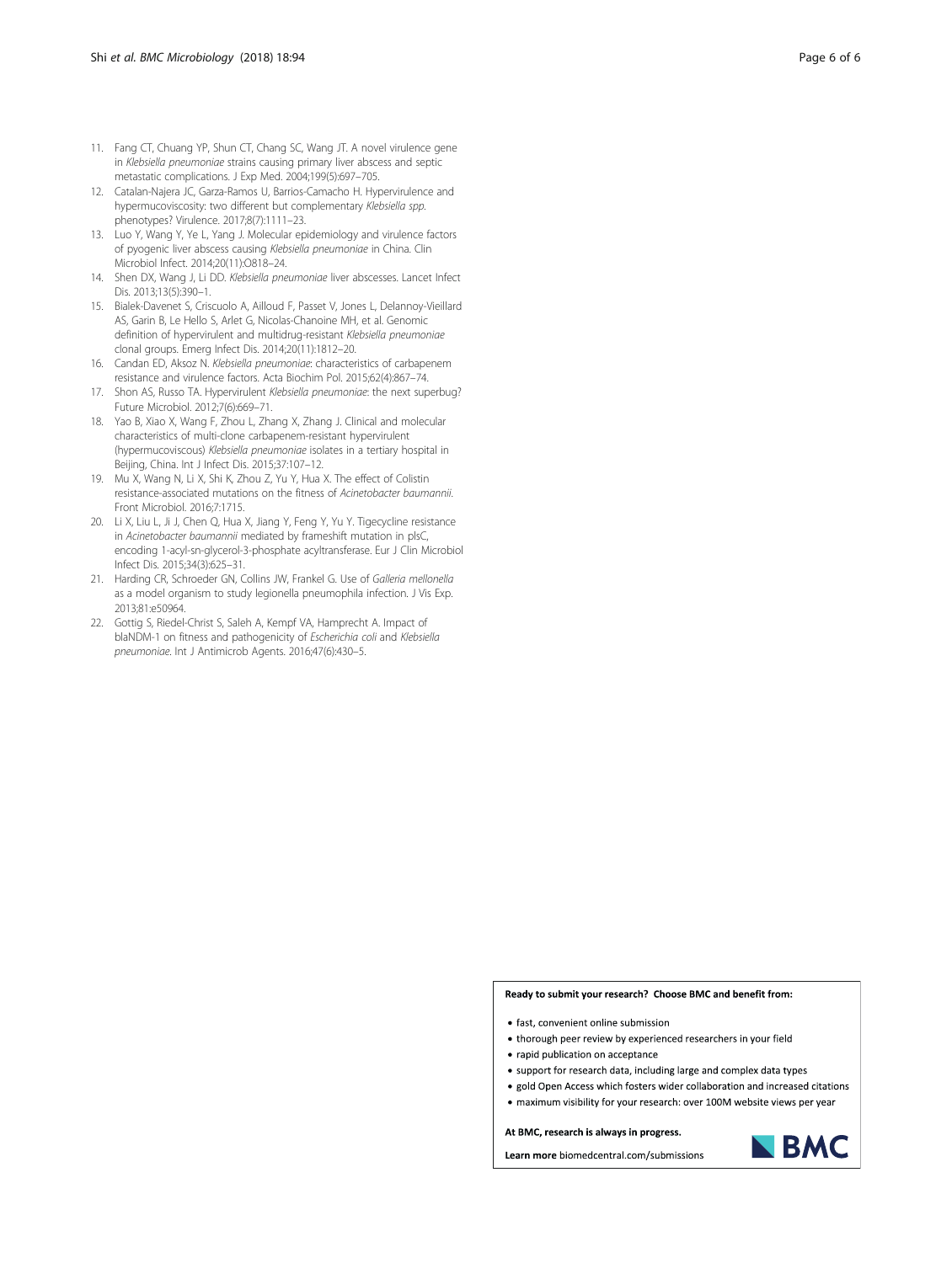11. Fang CT, Chuang YP, Shun CT, Chang SC, Wang JT. A novel virulence gene in *Klebsiella pneumoniae* strains causing primary liver abscess and septic metastatic complications. J Exp Med. 2004;199(5):697–705.
12. Catalan-Najera JC, Garza-Ramos U, Barrios-Camacho H. Hypervirulence and hypermucoviscosity: two different but complementary *Klebsiella spp.* phenotypes? Virulence. 2017;8(7):1111–23.
13. Luo Y, Wang Y, Ye L, Yang J. Molecular epidemiology and virulence factors of pyogenic liver abscess causing *Klebsiella pneumoniae* in China. Clin Microbiol Infect. 2014;20(11):O818–24.
14. Shen DX, Wang J, Li DD. *Klebsiella pneumoniae* liver abscesses. Lancet Infect Dis. 2013;13(5):390–1.
15. Bialek-Davenet S, Criscuolo A, Ailloud F, Passet V, Jones L, Delannoy-Vieillard AS, Garin B, Le Hello S, Arlet G, Nicolas-Chanoine MH, et al. Genomic definition of hypervirulent and multidrug-resistant *Klebsiella pneumoniae* clonal groups. Emerg Infect Dis. 2014;20(11):1812–20.
16. Candan ED, Aksoz N. *Klebsiella pneumoniae*: characteristics of carbapenem resistance and virulence factors. Acta Biochim Pol. 2015;62(4):867–74.
17. Shon AS, Russo TA. Hypervirulent *Klebsiella pneumoniae*: the next superbug? Future Microbiol. 2012;7(6):669–71.
18. Yao B, Xiao X, Wang F, Zhou L, Zhang X, Zhang J. Clinical and molecular characteristics of multi-clone carbapenem-resistant hypervirulent (hypermucoviscous) *Klebsiella pneumoniae* isolates in a tertiary hospital in Beijing, China. Int J Infect Dis. 2015;37:107–12.
19. Mu X, Wang N, Li X, Shi K, Zhou Z, Yu Y, Hua X. The effect of Colistin resistance-associated mutations on the fitness of *Acinetobacter baumannii*. Front Microbiol. 2016;7:1715.
20. Li X, Liu L, Ji J, Chen Q, Hua X, Jiang Y, Feng Y, Yu Y. Tigecycline resistance in *Acinetobacter baumannii* mediated by frameshift mutation in plsC, encoding 1-acyl-sn-glycerol-3-phosphate acyltransferase. Eur J Clin Microbiol Infect Dis. 2015;34(3):625–31.
21. Harding CR, Schroeder GN, Collins JW, Frankel G. Use of *Galleria mellonella* as a model organism to study legionella pneumophila infection. J Vis Exp. 2013;81:e50964.
22. Gottig S, Riedel-Christ S, Saleh A, Kempf VA, Hamprecht A. Impact of blaNDM-1 on fitness and pathogenicity of *Escherichia coli* and *Klebsiella pneumoniae*. Int J Antimicrob Agents. 2016;47(6):430–5.

**Ready to submit your research? Choose BMC and benefit from:**

- fast, convenient online submission
- thorough peer review by experienced researchers in your field
- rapid publication on acceptance
- support for research data, including large and complex data types
- gold Open Access which fosters wider collaboration and increased citations
- maximum visibility for your research: over 100M website views per year

**At BMC, research is always in progress.**

**Learn more** biomedcentral.com/submissions